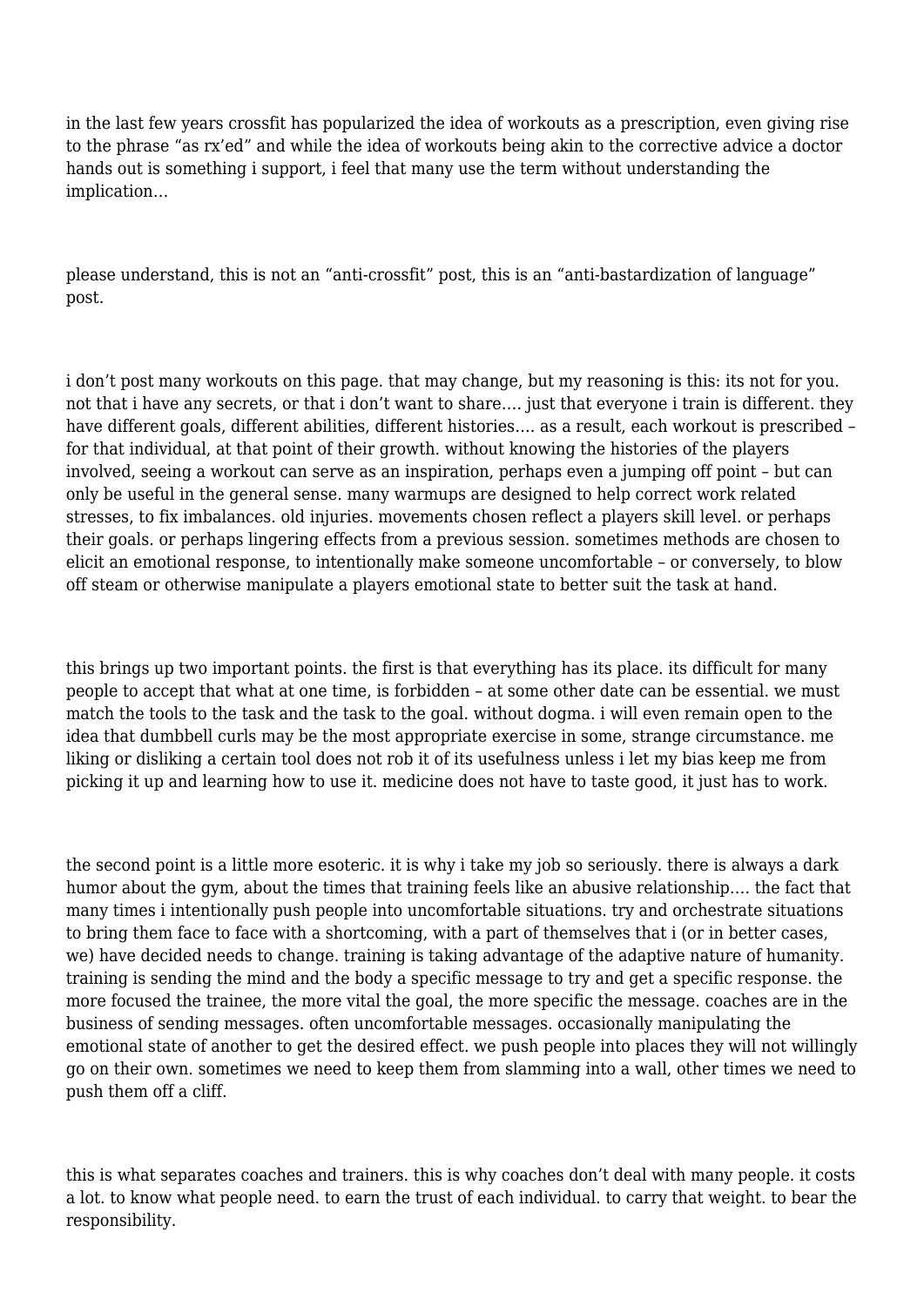in the last few years crossfit has popularized the idea of workouts as a prescription, even giving rise to the phrase "as rx'ed" and while the idea of workouts being akin to the corrective advice a doctor hands out is something i support, i feel that many use the term without understanding the implication…

please understand, this is not an "anti-crossfit" post, this is an "anti-bastardization of language" post.

i don't post many workouts on this page. that may change, but my reasoning is this: its not for you. not that i have any secrets, or that i don't want to share…. just that everyone i train is different. they have different goals, different abilities, different histories…. as a result, each workout is prescribed – for that individual, at that point of their growth. without knowing the histories of the players involved, seeing a workout can serve as an inspiration, perhaps even a jumping off point – but can only be useful in the general sense. many warmups are designed to help correct work related stresses, to fix imbalances. old injuries. movements chosen reflect a players skill level. or perhaps their goals. or perhaps lingering effects from a previous session. sometimes methods are chosen to elicit an emotional response, to intentionally make someone uncomfortable – or conversely, to blow off steam or otherwise manipulate a players emotional state to better suit the task at hand.

this brings up two important points. the first is that everything has its place. its difficult for many people to accept that what at one time, is forbidden – at some other date can be essential. we must match the tools to the task and the task to the goal. without dogma. i will even remain open to the idea that dumbbell curls may be the most appropriate exercise in some, strange circumstance. me liking or disliking a certain tool does not rob it of its usefulness unless i let my bias keep me from picking it up and learning how to use it. medicine does not have to taste good, it just has to work.

the second point is a little more esoteric. it is why i take my job so seriously. there is always a dark humor about the gym, about the times that training feels like an abusive relationship…. the fact that many times i intentionally push people into uncomfortable situations. try and orchestrate situations to bring them face to face with a shortcoming, with a part of themselves that i (or in better cases, we) have decided needs to change. training is taking advantage of the adaptive nature of humanity. training is sending the mind and the body a specific message to try and get a specific response. the more focused the trainee, the more vital the goal, the more specific the message. coaches are in the business of sending messages. often uncomfortable messages. occasionally manipulating the emotional state of another to get the desired effect. we push people into places they will not willingly go on their own. sometimes we need to keep them from slamming into a wall, other times we need to push them off a cliff.

this is what separates coaches and trainers. this is why coaches don't deal with many people. it costs a lot. to know what people need. to earn the trust of each individual. to carry that weight. to bear the responsibility.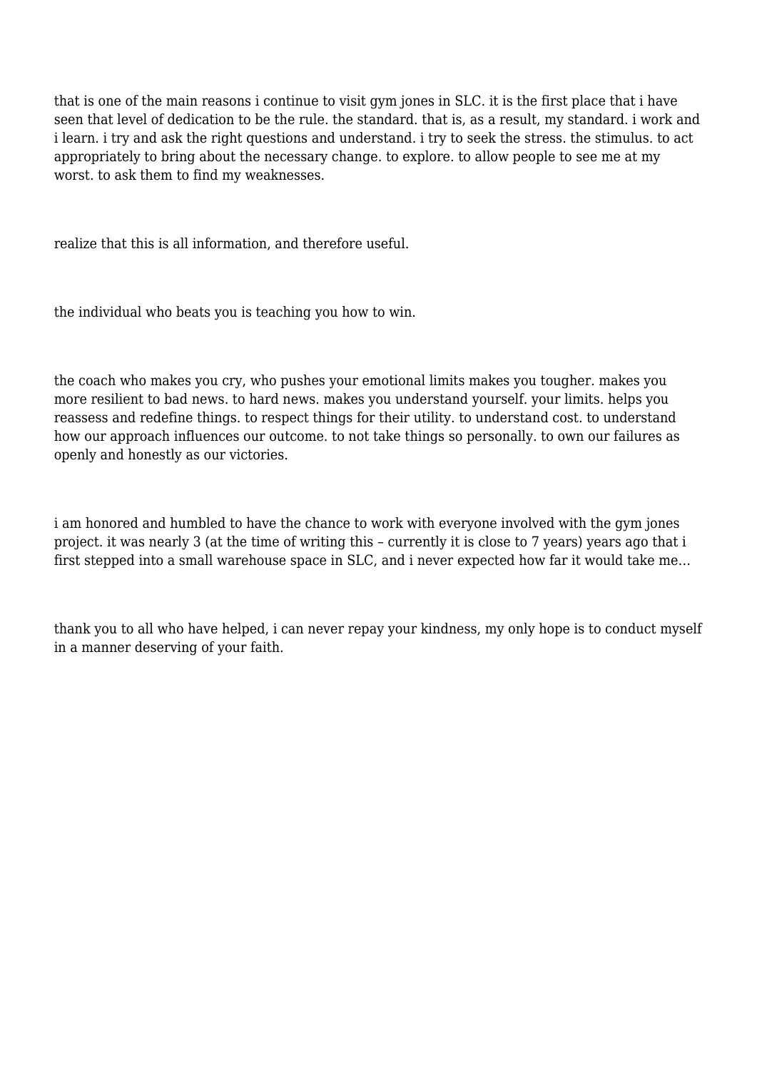that is one of the main reasons i continue to visit gym jones in SLC. it is the first place that i have seen that level of dedication to be the rule. the standard. that is, as a result, my standard. i work and i learn. i try and ask the right questions and understand. i try to seek the stress. the stimulus. to act appropriately to bring about the necessary change. to explore. to allow people to see me at my worst. to ask them to find my weaknesses.

realize that this is all information, and therefore useful.

the individual who beats you is teaching you how to win.

the coach who makes you cry, who pushes your emotional limits makes you tougher. makes you more resilient to bad news. to hard news. makes you understand yourself. your limits. helps you reassess and redefine things. to respect things for their utility. to understand cost. to understand how our approach influences our outcome. to not take things so personally. to own our failures as openly and honestly as our victories.

i am honored and humbled to have the chance to work with everyone involved with the gym jones project. it was nearly 3 (at the time of writing this – currently it is close to 7 years) years ago that i first stepped into a small warehouse space in SLC, and i never expected how far it would take me…

thank you to all who have helped, i can never repay your kindness, my only hope is to conduct myself in a manner deserving of your faith.